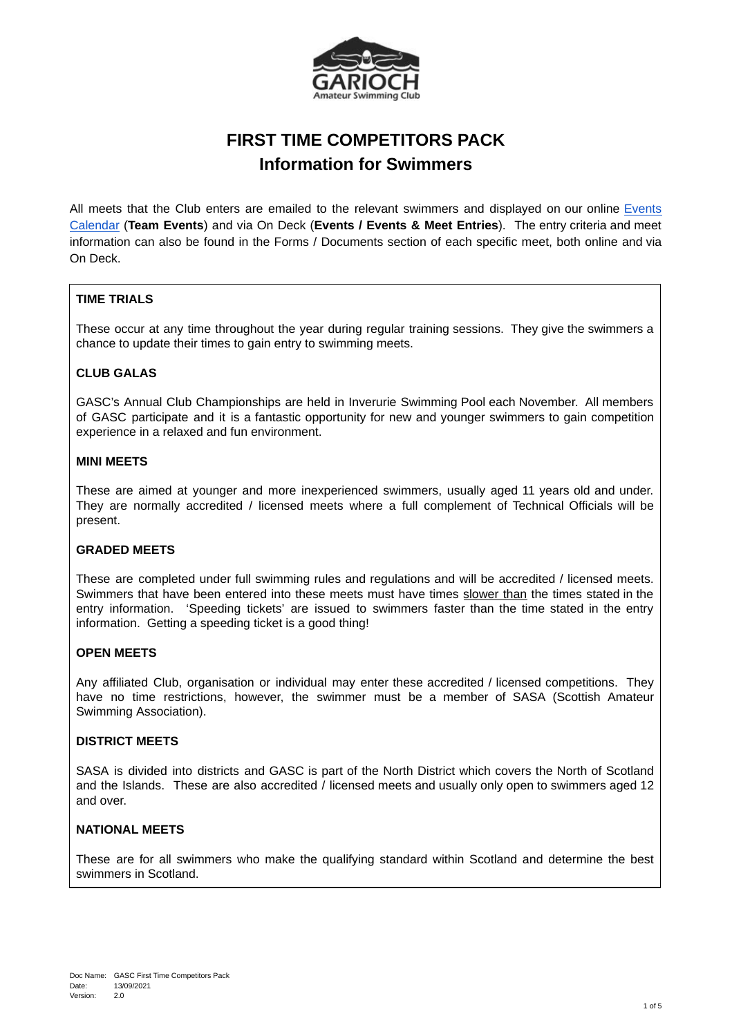# FIRST TIME COMPETITORS PACK

## Information for Swimmers

All meets that the Club enters are emailed to the relevant swimmers and displayed on our online Events Calendar (**Team Events**) and via On Deck (**Events / Events & Meet Entries**). The entry criteria and meet information can also be found in the Forms / Documents section of each specific meet, both online and via On Deck.

### TIME TRIALS

These occur at any time throughout the year during regular training sessions. They give the swimmers a chance to update their times to gain entry to swimming meets.

### CLUB GALAS

GASC's Annual Club Championships are held in Inverurie Swimming Pool each November. All members of GASC participate and it is a fantastic opportunity for new and younger swimmers to gain competition experience in a relaxed and fun environment.

### MINI MEETS

These are aimed at younger and more inexperienced swimmers, usually aged 11 years old and under. They are normally accredited / licensed meets where a full complement of Technical Officials will be present.

### GRADED MEETS

These are completed under full swimming rules and regulations and will be accredited / licensed meets. Swimmers that have been entered into these meets must have times slower than the times stated in the entry information. 'Speeding tickets' are issued to swimmers faster than the time stated in the entry information. Getting a speeding ticket is a good thing!

### OPEN MEETS

Any affiliated Club, organisation or individual may enter these accredited / licensed competitions. They have no time restrictions, however, the swimmer must be a member of SASA (Scottish Amateur Swimming Association).

### DISTRICT MEETS

SASA is divided into districts and GASC is part of the North District which covers the North of Scotland and the Islands. These are also accredited / licensed meets and usually only open to swimmers aged 12 and over.

### NATIONAL MEETS

These are for all swimmers who make the qualifying standard within Scotland and determine the best swimmers in Scotland.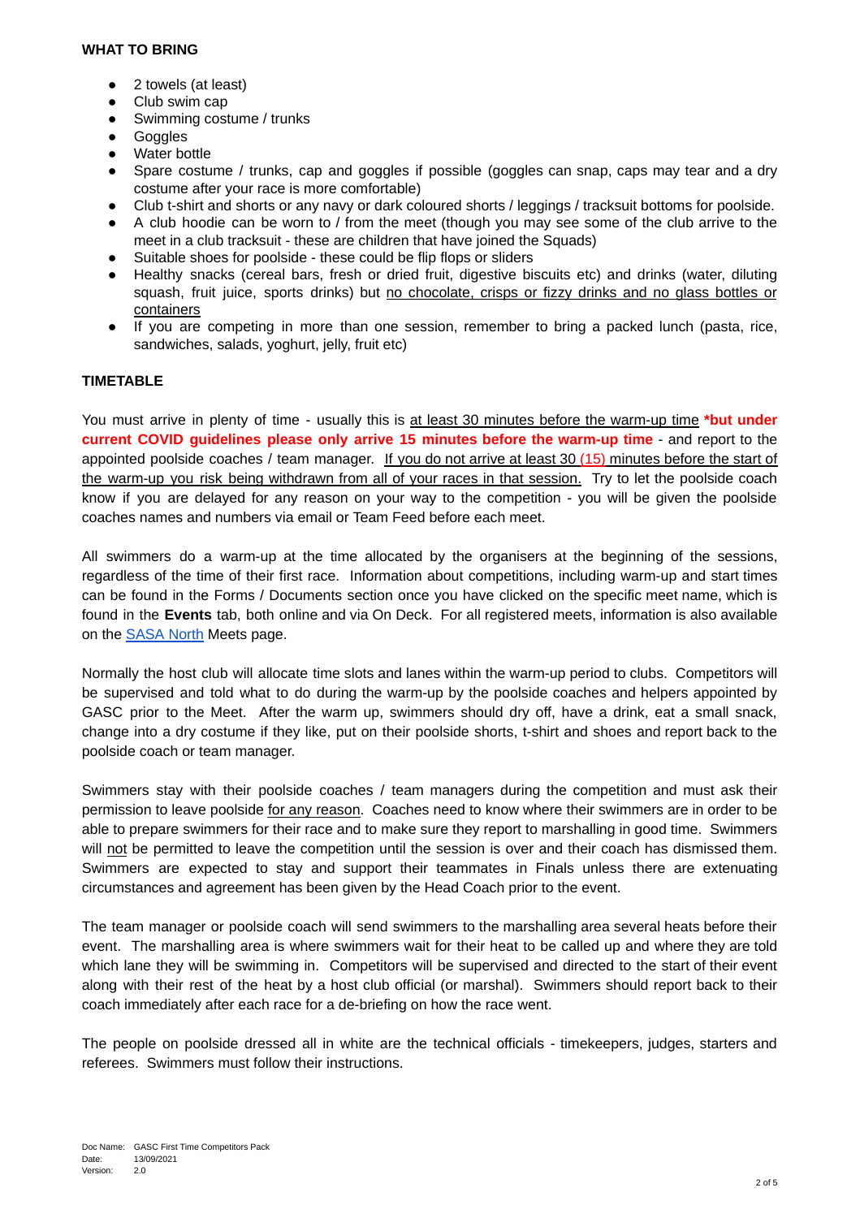## WHAT TO BRING

- 2 towels (at least)
- Club swim cap
- Swimming costume / trunks
- Goggles
- Water bottle
- Spare costume / trunks, cap and goggles if possible (goggles can snap, caps may tear and a dry costume after your race is more comfortable)
- Club t-shirt and shorts or any navy or dark coloured shorts / leggings / tracksuit bottoms for poolside.
- A club hoodie can be worn to / from the meet (though you may see some of the club arrive to the meet in a club tracksuit - these are children that have joined the Squads)
- Suitable shoes for poolside - these could be flip flops or sliders
- Healthy snacks (cereal bars, fresh or dried fruit, digestive biscuits etc) and drinks (water, diluting squash, fruit juice, sports drinks) but <u>no chocolate, crisps or fizzy drinks and no glass bottles or containers</u>
- If you are competing in more than one session, remember to bring a packed lunch (pasta, rice, sandwiches, salads, yoghurt, jelly, fruit etc)

## TIMETABLE

You must arrive in plenty of time - usually this is <u>at least 30 minutes before the warm-up time</u> **\*but under current COVID guidelines please only arrive 15 minutes before the warm-up time** - and report to the appointed poolside coaches / team manager. <u>If you do not arrive at least 30 (15) minutes before the start of the warm-up you risk being withdrawn from all of your races in that session.</u> Try to let the poolside coach know if you are delayed for any reason on your way to the competition - you will be given the poolside coaches names and numbers via email or Team Feed before each meet.

All swimmers do a warm-up at the time allocated by the organisers at the beginning of the sessions, regardless of the time of their first race. Information about competitions, including warm-up and start times can be found in the Forms / Documents section once you have clicked on the specific meet name, which is found in the **Events** tab, both online and via On Deck. For all registered meets, information is also available on the SASA North Meets page.

Normally the host club will allocate time slots and lanes within the warm-up period to clubs. Competitors will be supervised and told what to do during the warm-up by the poolside coaches and helpers appointed by GASC prior to the Meet. After the warm up, swimmers should dry off, have a drink, eat a small snack, change into a dry costume if they like, put on their poolside shorts, t-shirt and shoes and report back to the poolside coach or team manager.

Swimmers stay with their poolside coaches / team managers during the competition and must ask their permission to leave poolside <u>for any reason</u>. Coaches need to know where their swimmers are in order to be able to prepare swimmers for their race and to make sure they report to marshalling in good time. Swimmers will <u>not</u> be permitted to leave the competition until the session is over and their coach has dismissed them. Swimmers are expected to stay and support their teammates in Finals unless there are extenuating circumstances and agreement has been given by the Head Coach prior to the event.

The team manager or poolside coach will send swimmers to the marshalling area several heats before their event. The marshalling area is where swimmers wait for their heat to be called up and where they are told which lane they will be swimming in. Competitors will be supervised and directed to the start of their event along with their rest of the heat by a host club official (or marshal). Swimmers should report back to their coach immediately after each race for a de-briefing on how the race went.

The people on poolside dressed all in white are the technical officials - timekeepers, judges, starters and referees. Swimmers must follow their instructions.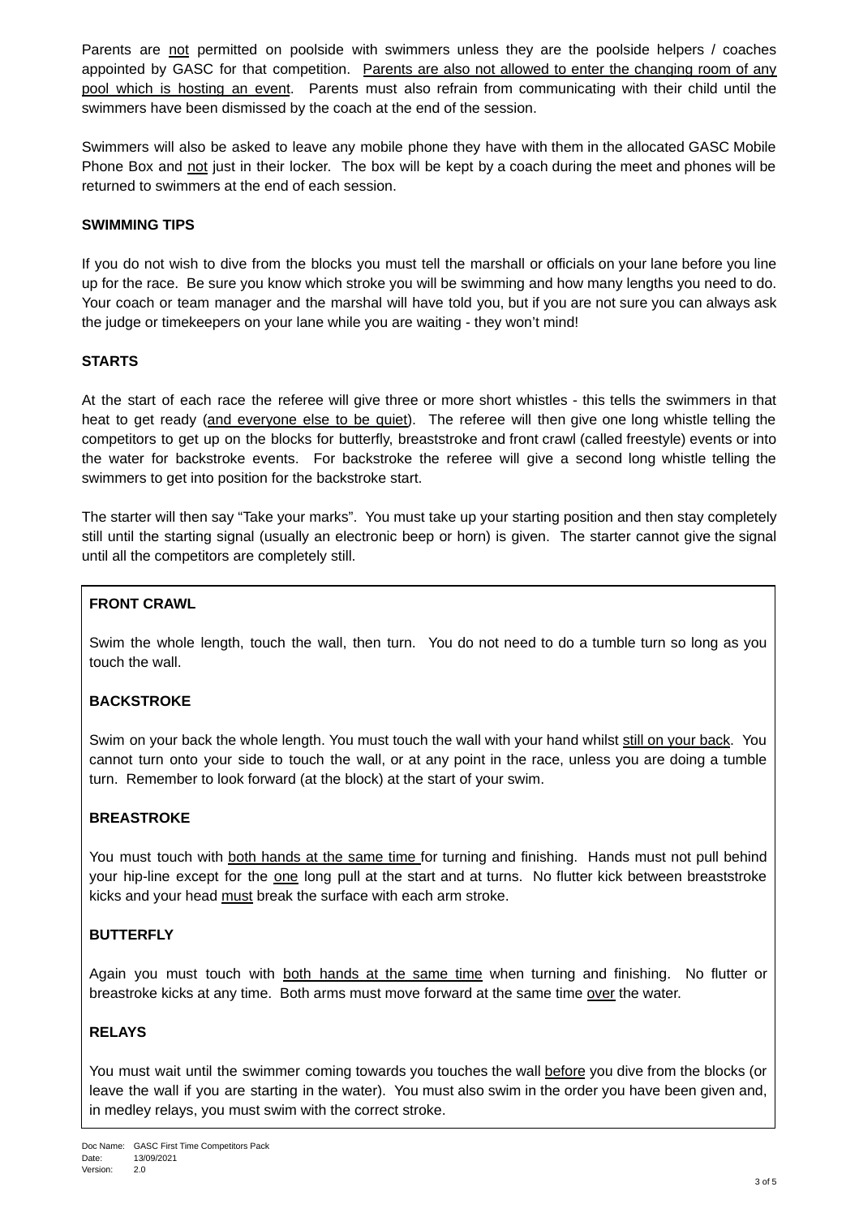Parents are not permitted on poolside with swimmers unless they are the poolside helpers / coaches appointed by GASC for that competition. Parents are also not allowed to enter the changing room of any pool which is hosting an event. Parents must also refrain from communicating with their child until the swimmers have been dismissed by the coach at the end of the session.

Swimmers will also be asked to leave any mobile phone they have with them in the allocated GASC Mobile Phone Box and not just in their locker. The box will be kept by a coach during the meet and phones will be returned to swimmers at the end of each session.

**SWIMMING TIPS**

If you do not wish to dive from the blocks you must tell the marshall or officials on your lane before you line up for the race. Be sure you know which stroke you will be swimming and how many lengths you need to do. Your coach or team manager and the marshal will have told you, but if you are not sure you can always ask the judge or timekeepers on your lane while you are waiting - they won't mind!

**STARTS**

At the start of each race the referee will give three or more short whistles - this tells the swimmers in that heat to get ready (and everyone else to be quiet). The referee will then give one long whistle telling the competitors to get up on the blocks for butterfly, breaststroke and front crawl (called freestyle) events or into the water for backstroke events. For backstroke the referee will give a second long whistle telling the swimmers to get into position for the backstroke start.

The starter will then say "Take your marks". You must take up your starting position and then stay completely still until the starting signal (usually an electronic beep or horn) is given. The starter cannot give the signal until all the competitors are completely still.

**FRONT CRAWL**

Swim the whole length, touch the wall, then turn. You do not need to do a tumble turn so long as you touch the wall.

**BACKSTROKE**

Swim on your back the whole length. You must touch the wall with your hand whilst still on your back. You cannot turn onto your side to touch the wall, or at any point in the race, unless you are doing a tumble turn. Remember to look forward (at the block) at the start of your swim.

**BREASTROKE**

You must touch with both hands at the same time for turning and finishing. Hands must not pull behind your hip-line except for the one long pull at the start and at turns. No flutter kick between breaststroke kicks and your head must break the surface with each arm stroke.

**BUTTERFLY**

Again you must touch with both hands at the same time when turning and finishing. No flutter or breastroke kicks at any time. Both arms must move forward at the same time over the water.

**RELAYS**

You must wait until the swimmer coming towards you touches the wall before you dive from the blocks (or leave the wall if you are starting in the water). You must also swim in the order you have been given and, in medley relays, you must swim with the correct stroke.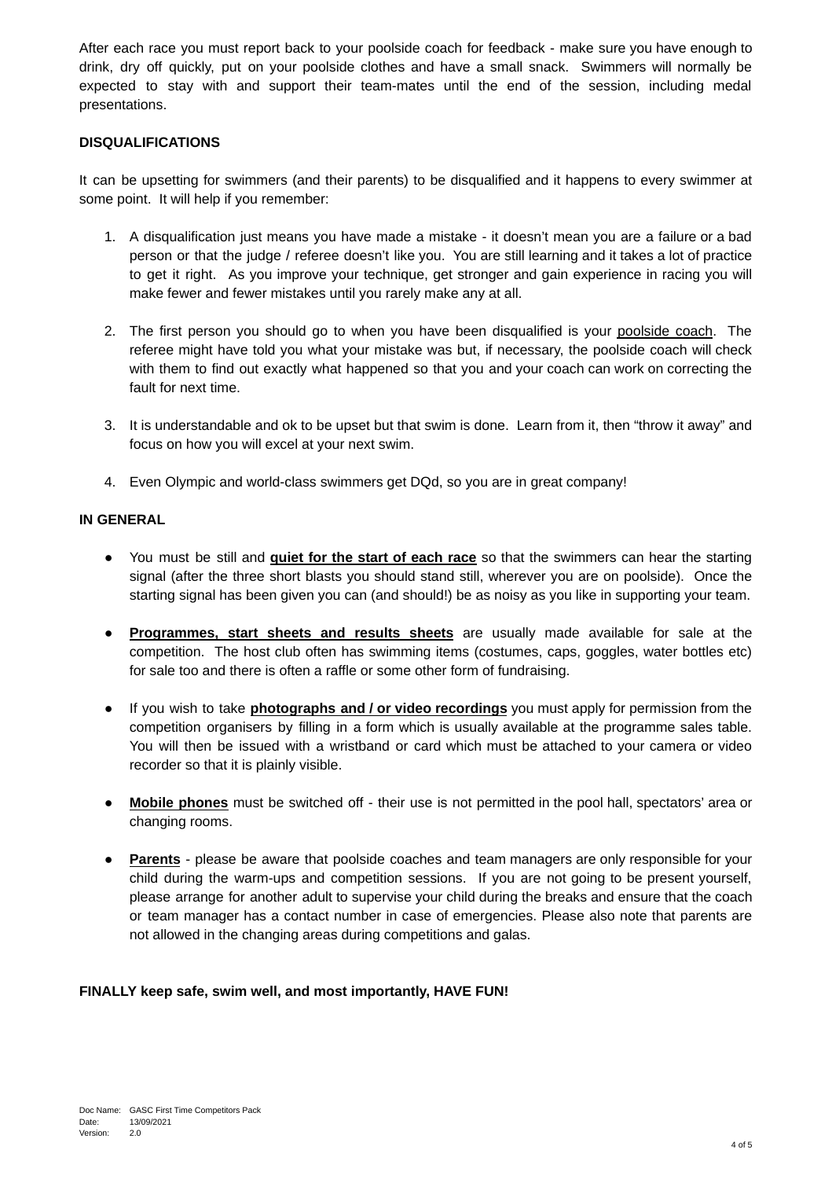After each race you must report back to your poolside coach for feedback - make sure you have enough to drink, dry off quickly, put on your poolside clothes and have a small snack. Swimmers will normally be expected to stay with and support their team-mates until the end of the session, including medal presentations.

**DISQUALIFICATIONS**

It can be upsetting for swimmers (and their parents) to be disqualified and it happens to every swimmer at some point. It will help if you remember:

1. A disqualification just means you have made a mistake - it doesn't mean you are a failure or a bad person or that the judge / referee doesn't like you. You are still learning and it takes a lot of practice to get it right. As you improve your technique, get stronger and gain experience in racing you will make fewer and fewer mistakes until you rarely make any at all.

2. The first person you should go to when you have been disqualified is your poolside coach. The referee might have told you what your mistake was but, if necessary, the poolside coach will check with them to find out exactly what happened so that you and your coach can work on correcting the fault for next time.

3. It is understandable and ok to be upset but that swim is done. Learn from it, then "throw it away" and focus on how you will excel at your next swim.

4. Even Olympic and world-class swimmers get DQd, so you are in great company!

**IN GENERAL**

- You must be still and **quiet for the start of each race** so that the swimmers can hear the starting signal (after the three short blasts you should stand still, wherever you are on poolside). Once the starting signal has been given you can (and should!) be as noisy as you like in supporting your team.

- **Programmes, start sheets and results sheets** are usually made available for sale at the competition. The host club often has swimming items (costumes, caps, goggles, water bottles etc) for sale too and there is often a raffle or some other form of fundraising.

- If you wish to take **photographs and / or video recordings** you must apply for permission from the competition organisers by filling in a form which is usually available at the programme sales table. You will then be issued with a wristband or card which must be attached to your camera or video recorder so that it is plainly visible.

- **Mobile phones** must be switched off - their use is not permitted in the pool hall, spectators' area or changing rooms.

- **Parents** - please be aware that poolside coaches and team managers are only responsible for your child during the warm-ups and competition sessions. If you are not going to be present yourself, please arrange for another adult to supervise your child during the breaks and ensure that the coach or team manager has a contact number in case of emergencies. Please also note that parents are not allowed in the changing areas during competitions and galas.

**FINALLY keep safe, swim well, and most importantly, HAVE FUN!**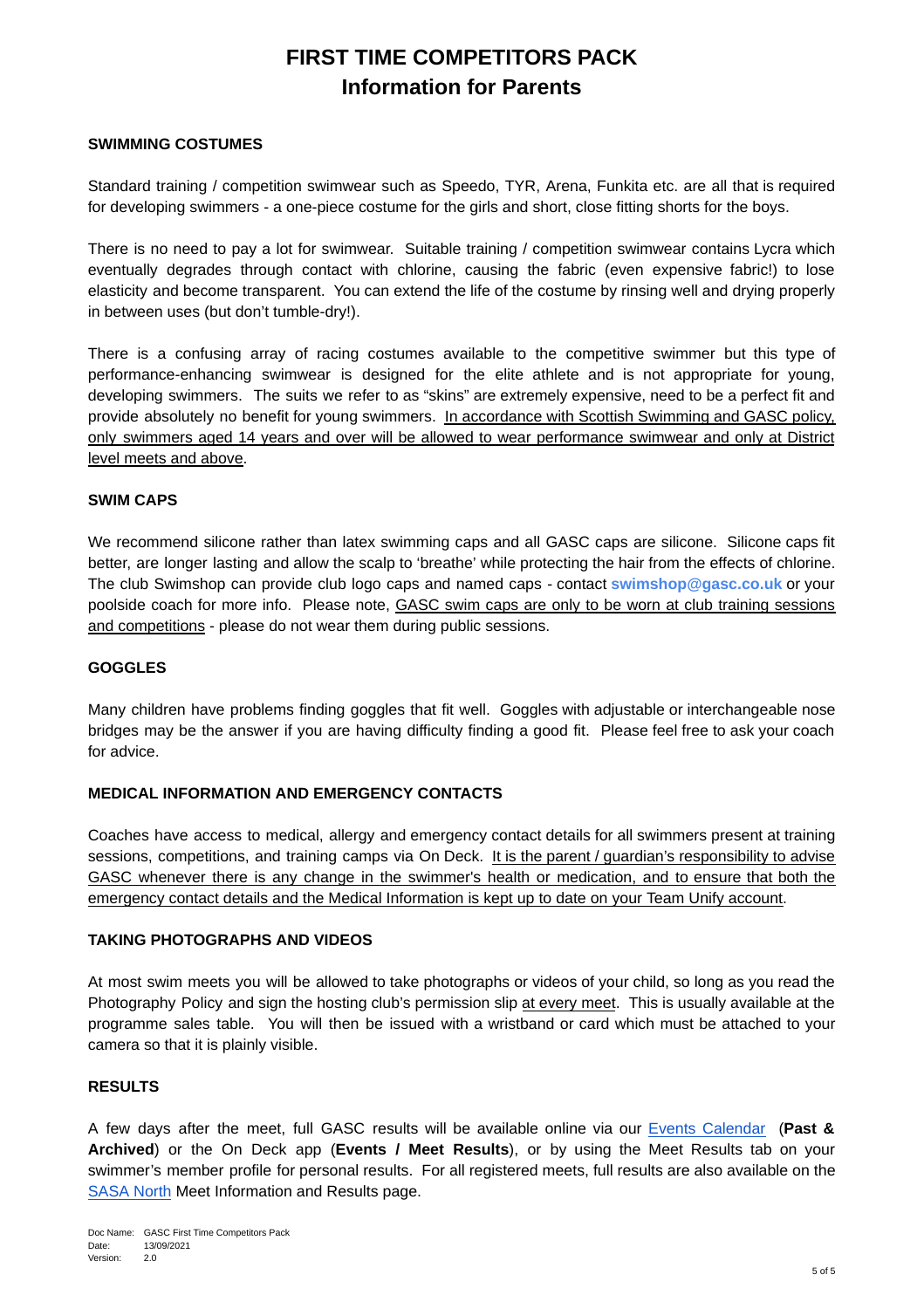# FIRST TIME COMPETITORS PACK
## Information for Parents

### SWIMMING COSTUMES

Standard training / competition swimwear such as Speedo, TYR, Arena, Funkita etc. are all that is required for developing swimmers - a one-piece costume for the girls and short, close fitting shorts for the boys.

There is no need to pay a lot for swimwear. Suitable training / competition swimwear contains Lycra which eventually degrades through contact with chlorine, causing the fabric (even expensive fabric!) to lose elasticity and become transparent. You can extend the life of the costume by rinsing well and drying properly in between uses (but don't tumble-dry!).

There is a confusing array of racing costumes available to the competitive swimmer but this type of performance-enhancing swimwear is designed for the elite athlete and is not appropriate for young, developing swimmers. The suits we refer to as "skins" are extremely expensive, need to be a perfect fit and provide absolutely no benefit for young swimmers. In accordance with Scottish Swimming and GASC policy, only swimmers aged 14 years and over will be allowed to wear performance swimwear and only at District level meets and above.

### SWIM CAPS

We recommend silicone rather than latex swimming caps and all GASC caps are silicone. Silicone caps fit better, are longer lasting and allow the scalp to 'breathe' while protecting the hair from the effects of chlorine. The club Swimshop can provide club logo caps and named caps - contact **swimshop@gasc.co.uk** or your poolside coach for more info. Please note, GASC swim caps are only to be worn at club training sessions and competitions - please do not wear them during public sessions.

### GOGGLES

Many children have problems finding goggles that fit well. Goggles with adjustable or interchangeable nose bridges may be the answer if you are having difficulty finding a good fit. Please feel free to ask your coach for advice.

### MEDICAL INFORMATION AND EMERGENCY CONTACTS

Coaches have access to medical, allergy and emergency contact details for all swimmers present at training sessions, competitions, and training camps via On Deck. It is the parent / guardian's responsibility to advise GASC whenever there is any change in the swimmer's health or medication, and to ensure that both the emergency contact details and the Medical Information is kept up to date on your Team Unify account.

### TAKING PHOTOGRAPHS AND VIDEOS

At most swim meets you will be allowed to take photographs or videos of your child, so long as you read the Photography Policy and sign the hosting club's permission slip at every meet. This is usually available at the programme sales table. You will then be issued with a wristband or card which must be attached to your camera so that it is plainly visible.

### RESULTS

A few days after the meet, full GASC results will be available online via our Events Calendar (**Past & Archived**) or the On Deck app (**Events / Meet Results**), or by using the Meet Results tab on your swimmer's member profile for personal results. For all registered meets, full results are also available on the SASA North Meet Information and Results page.

Doc Name: GASC First Time Competitors Pack
Date: 13/09/2021
Version: 2.0